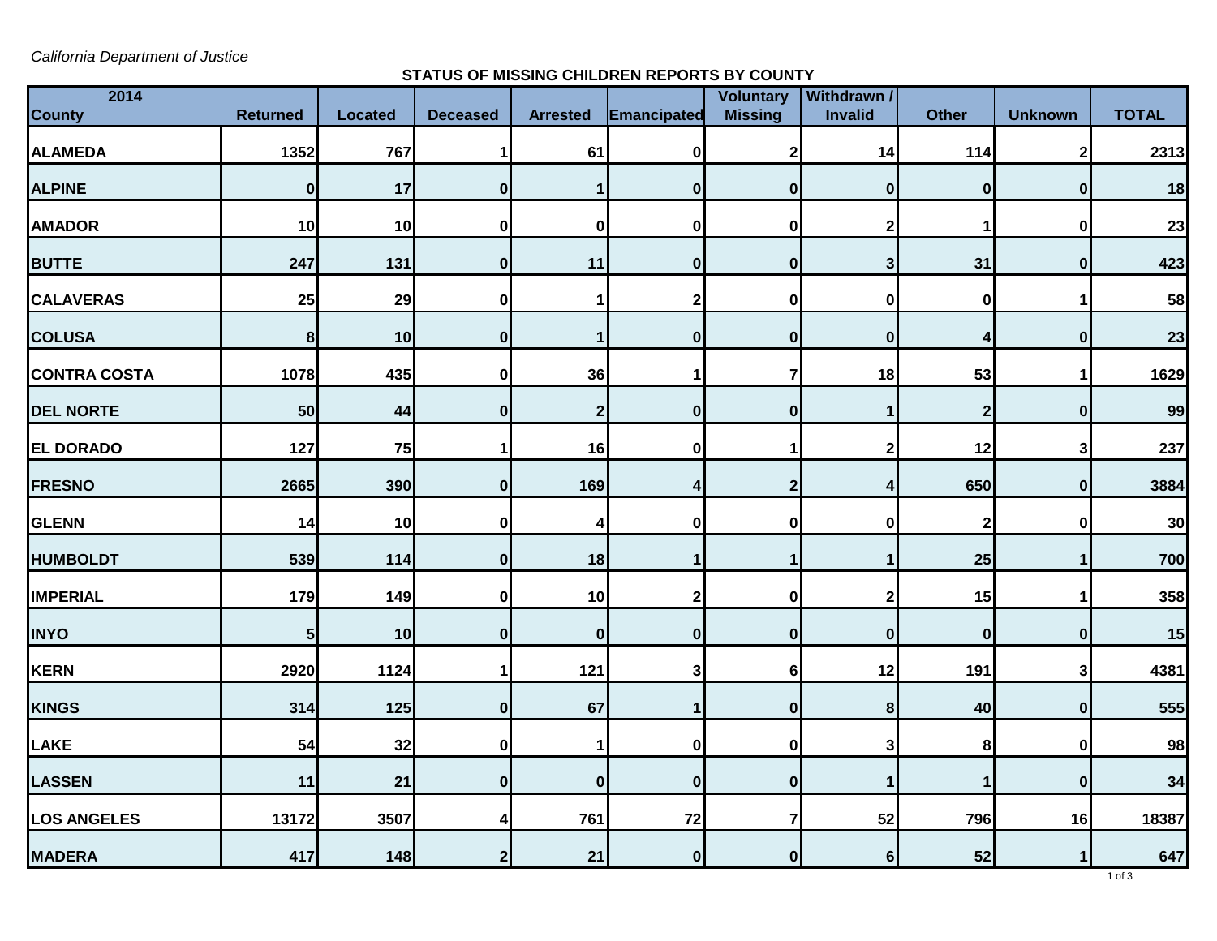*California Department of Justice*

**STATUS OF MISSING CHILDREN REPORTS BY COUNTY**

| 2014 County | Returned | Located | Deceased | Arrested | Emancipated | Voluntary Missing | Withdrawn / Invalid | Other | Unknown | TOTAL |
|---|---|---|---|---|---|---|---|---|---|---|
| ALAMEDA | 1352 | 767 | 1 | 61 | 0 | 2 | 14 | 114 | 2 | 2313 |
| ALPINE | 0 | 17 | 0 | 1 | 0 | 0 | 0 | 0 | 0 | 18 |
| AMADOR | 10 | 10 | 0 | 0 | 0 | 0 | 2 | 1 | 0 | 23 |
| BUTTE | 247 | 131 | 0 | 11 | 0 | 0 | 3 | 31 | 0 | 423 |
| CALAVERAS | 25 | 29 | 0 | 1 | 2 | 0 | 0 | 0 | 1 | 58 |
| COLUSA | 8 | 10 | 0 | 1 | 0 | 0 | 0 | 4 | 0 | 23 |
| CONTRA COSTA | 1078 | 435 | 0 | 36 | 1 | 7 | 18 | 53 | 1 | 1629 |
| DEL NORTE | 50 | 44 | 0 | 2 | 0 | 0 | 1 | 2 | 0 | 99 |
| EL DORADO | 127 | 75 | 1 | 16 | 0 | 1 | 2 | 12 | 3 | 237 |
| FRESNO | 2665 | 390 | 0 | 169 | 4 | 2 | 4 | 650 | 0 | 3884 |
| GLENN | 14 | 10 | 0 | 4 | 0 | 0 | 0 | 2 | 0 | 30 |
| HUMBOLDT | 539 | 114 | 0 | 18 | 1 | 1 | 1 | 25 | 1 | 700 |
| IMPERIAL | 179 | 149 | 0 | 10 | 2 | 0 | 2 | 15 | 1 | 358 |
| INYO | 5 | 10 | 0 | 0 | 0 | 0 | 0 | 0 | 0 | 15 |
| KERN | 2920 | 1124 | 1 | 121 | 3 | 6 | 12 | 191 | 3 | 4381 |
| KINGS | 314 | 125 | 0 | 67 | 1 | 0 | 8 | 40 | 0 | 555 |
| LAKE | 54 | 32 | 0 | 1 | 0 | 0 | 3 | 8 | 0 | 98 |
| LASSEN | 11 | 21 | 0 | 0 | 0 | 0 | 1 | 1 | 0 | 34 |
| LOS ANGELES | 13172 | 3507 | 4 | 761 | 72 | 7 | 52 | 796 | 16 | 18387 |
| MADERA | 417 | 148 | 2 | 21 | 0 | 0 | 6 | 52 | 1 | 647 |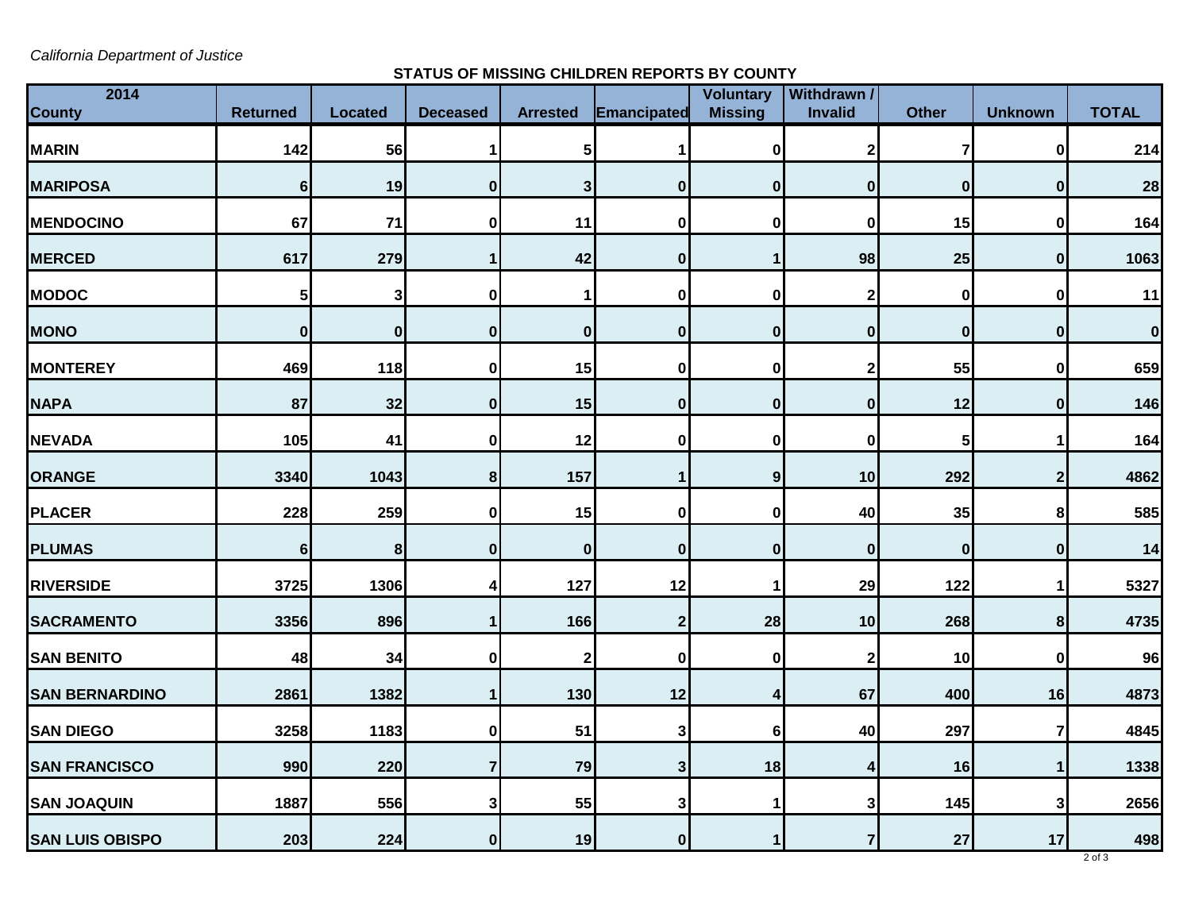*California Department of Justice*

**STATUS OF MISSING CHILDREN REPORTS BY COUNTY**

| 2014 County | Returned | Located | Deceased | Arrested | Emancipated | Voluntary Missing | Withdrawn / Invalid | Other | Unknown | TOTAL |
|---|---|---|---|---|---|---|---|---|---|---|
| MARIN | 142 | 56 | 1 | 5 | 1 | 0 | 2 | 7 | 0 | 214 |
| MARIPOSA | 6 | 19 | 0 | 3 | 0 | 0 | 0 | 0 | 0 | 28 |
| MENDOCINO | 67 | 71 | 0 | 11 | 0 | 0 | 0 | 15 | 0 | 164 |
| MERCED | 617 | 279 | 1 | 42 | 0 | 1 | 98 | 25 | 0 | 1063 |
| MODOC | 5 | 3 | 0 | 1 | 0 | 0 | 2 | 0 | 0 | 11 |
| MONO | 0 | 0 | 0 | 0 | 0 | 0 | 0 | 0 | 0 | 0 |
| MONTEREY | 469 | 118 | 0 | 15 | 0 | 0 | 2 | 55 | 0 | 659 |
| NAPA | 87 | 32 | 0 | 15 | 0 | 0 | 0 | 12 | 0 | 146 |
| NEVADA | 105 | 41 | 0 | 12 | 0 | 0 | 0 | 5 | 1 | 164 |
| ORANGE | 3340 | 1043 | 8 | 157 | 1 | 9 | 10 | 292 | 2 | 4862 |
| PLACER | 228 | 259 | 0 | 15 | 0 | 0 | 40 | 35 | 8 | 585 |
| PLUMAS | 6 | 8 | 0 | 0 | 0 | 0 | 0 | 0 | 0 | 14 |
| RIVERSIDE | 3725 | 1306 | 4 | 127 | 12 | 1 | 29 | 122 | 1 | 5327 |
| SACRAMENTO | 3356 | 896 | 1 | 166 | 2 | 28 | 10 | 268 | 8 | 4735 |
| SAN BENITO | 48 | 34 | 0 | 2 | 0 | 0 | 2 | 10 | 0 | 96 |
| SAN BERNARDINO | 2861 | 1382 | 1 | 130 | 12 | 4 | 67 | 400 | 16 | 4873 |
| SAN DIEGO | 3258 | 1183 | 0 | 51 | 3 | 6 | 40 | 297 | 7 | 4845 |
| SAN FRANCISCO | 990 | 220 | 7 | 79 | 3 | 18 | 4 | 16 | 1 | 1338 |
| SAN JOAQUIN | 1887 | 556 | 3 | 55 | 3 | 1 | 3 | 145 | 3 | 2656 |
| SAN LUIS OBISPO | 203 | 224 | 0 | 19 | 0 | 1 | 7 | 27 | 17 | 498 |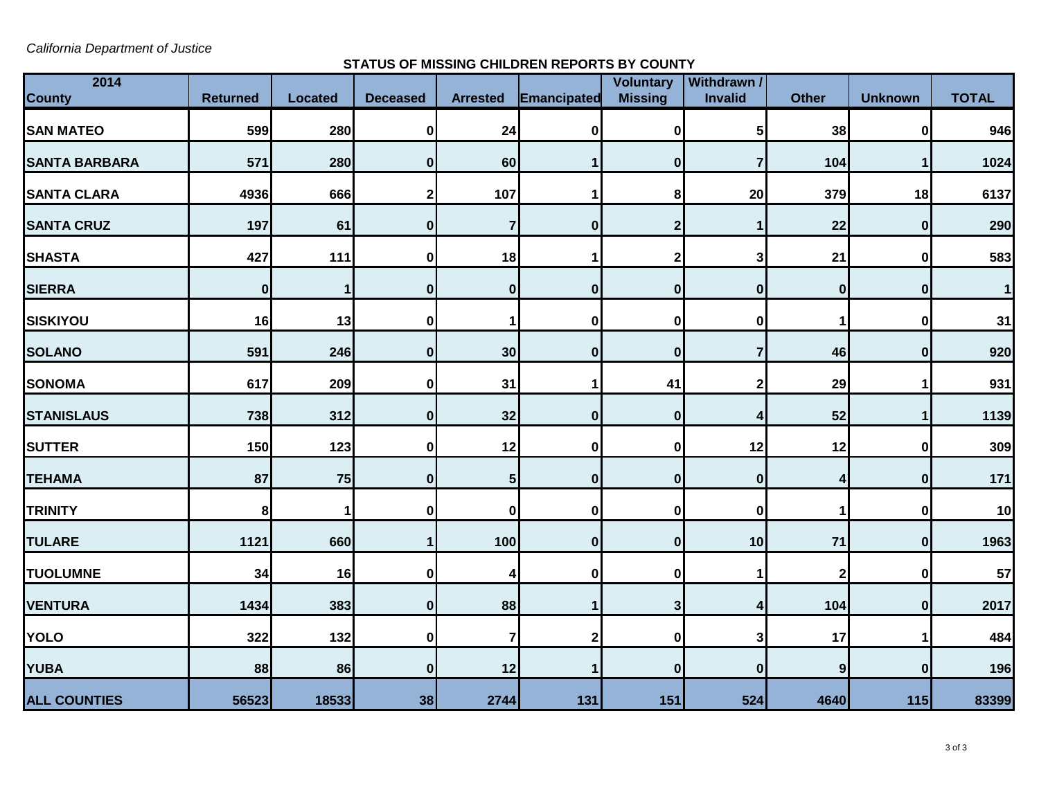*California Department of Justice*

**STATUS OF MISSING CHILDREN REPORTS BY COUNTY**

| 2014 County | Returned | Located | Deceased | Arrested | Emancipated | Voluntary Missing | Withdrawn / Invalid | Other | Unknown | TOTAL |
|---|---|---|---|---|---|---|---|---|---|---|
| SAN MATEO | 599 | 280 | 0 | 24 | 0 | 0 | 5 | 38 | 0 | 946 |
| SANTA BARBARA | 571 | 280 | 0 | 60 | 1 | 0 | 7 | 104 | 1 | 1024 |
| SANTA CLARA | 4936 | 666 | 2 | 107 | 1 | 8 | 20 | 379 | 18 | 6137 |
| SANTA CRUZ | 197 | 61 | 0 | 7 | 0 | 2 | 1 | 22 | 0 | 290 |
| SHASTA | 427 | 111 | 0 | 18 | 1 | 2 | 3 | 21 | 0 | 583 |
| SIERRA | 0 | 1 | 0 | 0 | 0 | 0 | 0 | 0 | 0 | 1 |
| SISKIYOU | 16 | 13 | 0 | 1 | 0 | 0 | 0 | 1 | 0 | 31 |
| SOLANO | 591 | 246 | 0 | 30 | 0 | 0 | 7 | 46 | 0 | 920 |
| SONOMA | 617 | 209 | 0 | 31 | 1 | 41 | 2 | 29 | 1 | 931 |
| STANISLAUS | 738 | 312 | 0 | 32 | 0 | 0 | 4 | 52 | 1 | 1139 |
| SUTTER | 150 | 123 | 0 | 12 | 0 | 0 | 12 | 12 | 0 | 309 |
| TEHAMA | 87 | 75 | 0 | 5 | 0 | 0 | 0 | 4 | 0 | 171 |
| TRINITY | 8 | 1 | 0 | 0 | 0 | 0 | 0 | 1 | 0 | 10 |
| TULARE | 1121 | 660 | 1 | 100 | 0 | 0 | 10 | 71 | 0 | 1963 |
| TUOLUMNE | 34 | 16 | 0 | 4 | 0 | 0 | 1 | 2 | 0 | 57 |
| VENTURA | 1434 | 383 | 0 | 88 | 1 | 3 | 4 | 104 | 0 | 2017 |
| YOLO | 322 | 132 | 0 | 7 | 2 | 0 | 3 | 17 | 1 | 484 |
| YUBA | 88 | 86 | 0 | 12 | 1 | 0 | 0 | 9 | 0 | 196 |
| ALL COUNTIES | 56523 | 18533 | 38 | 2744 | 131 | 151 | 524 | 4640 | 115 | 83399 |